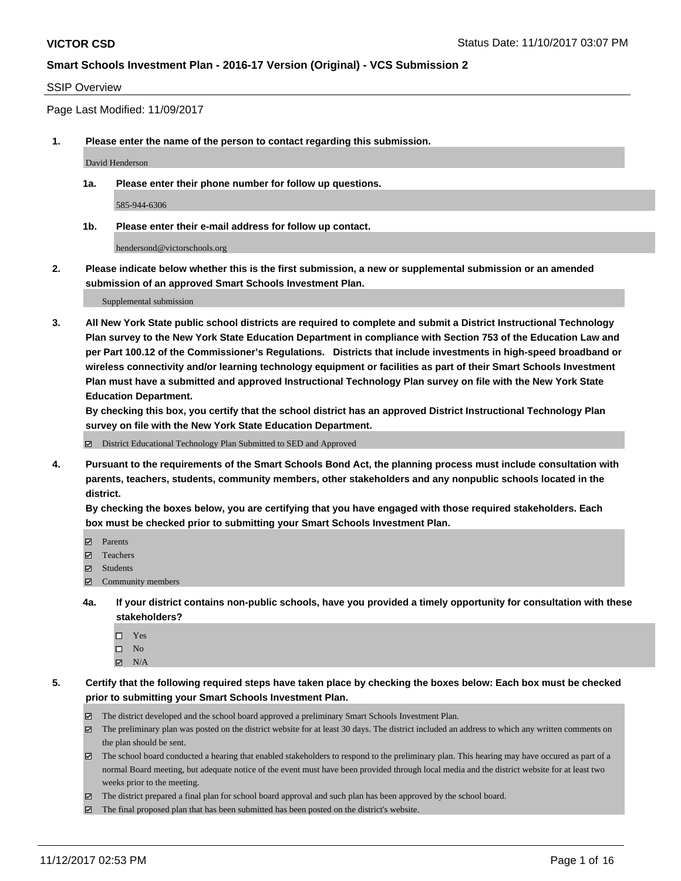**VICTOR CSD** Status Date: 11/10/2017 03:07 PM

**Smart Schools Investment Plan - 2016-17 Version (Original) - VCS Submission 2**

SSIP Overview

Page Last Modified: 11/09/2017

1. **Please enter the name of the person to contact regarding this submission.**

   David Henderson

   1a. **Please enter their phone number for follow up questions.**

   585-944-6306

   1b. **Please enter their e-mail address for follow up contact.**

   hendersond@victorschools.org

2. **Please indicate below whether this is the first submission, a new or supplemental submission or an amended submission of an approved Smart Schools Investment Plan.**

   Supplemental submission

3. **All New York State public school districts are required to complete and submit a District Instructional Technology Plan survey to the New York State Education Department in compliance with Section 753 of the Education Law and per Part 100.12 of the Commissioner's Regulations. Districts that include investments in high-speed broadband or wireless connectivity and/or learning technology equipment or facilities as part of their Smart Schools Investment Plan must have a submitted and approved Instructional Technology Plan survey on file with the New York State Education Department.**
   **By checking this box, you certify that the school district has an approved District Instructional Technology Plan survey on file with the New York State Education Department.**

   ☑ District Educational Technology Plan Submitted to SED and Approved

4. **Pursuant to the requirements of the Smart Schools Bond Act, the planning process must include consultation with parents, teachers, students, community members, other stakeholders and any nonpublic schools located in the district.**
   **By checking the boxes below, you are certifying that you have engaged with those required stakeholders. Each box must be checked prior to submitting your Smart Schools Investment Plan.**

   ☑ Parents
   ☑ Teachers
   ☑ Students
   ☑ Community members

   4a. **If your district contains non-public schools, have you provided a timely opportunity for consultation with these stakeholders?**

   ☐ Yes
   ☐ No
   ☑ N/A

5. **Certify that the following required steps have taken place by checking the boxes below: Each box must be checked prior to submitting your Smart Schools Investment Plan.**

   ☑ The district developed and the school board approved a preliminary Smart Schools Investment Plan.
   ☑ The preliminary plan was posted on the district website for at least 30 days. The district included an address to which any written comments on the plan should be sent.
   ☑ The school board conducted a hearing that enabled stakeholders to respond to the preliminary plan. This hearing may have occured as part of a normal Board meeting, but adequate notice of the event must have been provided through local media and the district website for at least two weeks prior to the meeting.
   ☑ The district prepared a final plan for school board approval and such plan has been approved by the school board.
   ☑ The final proposed plan that has been submitted has been posted on the district's website.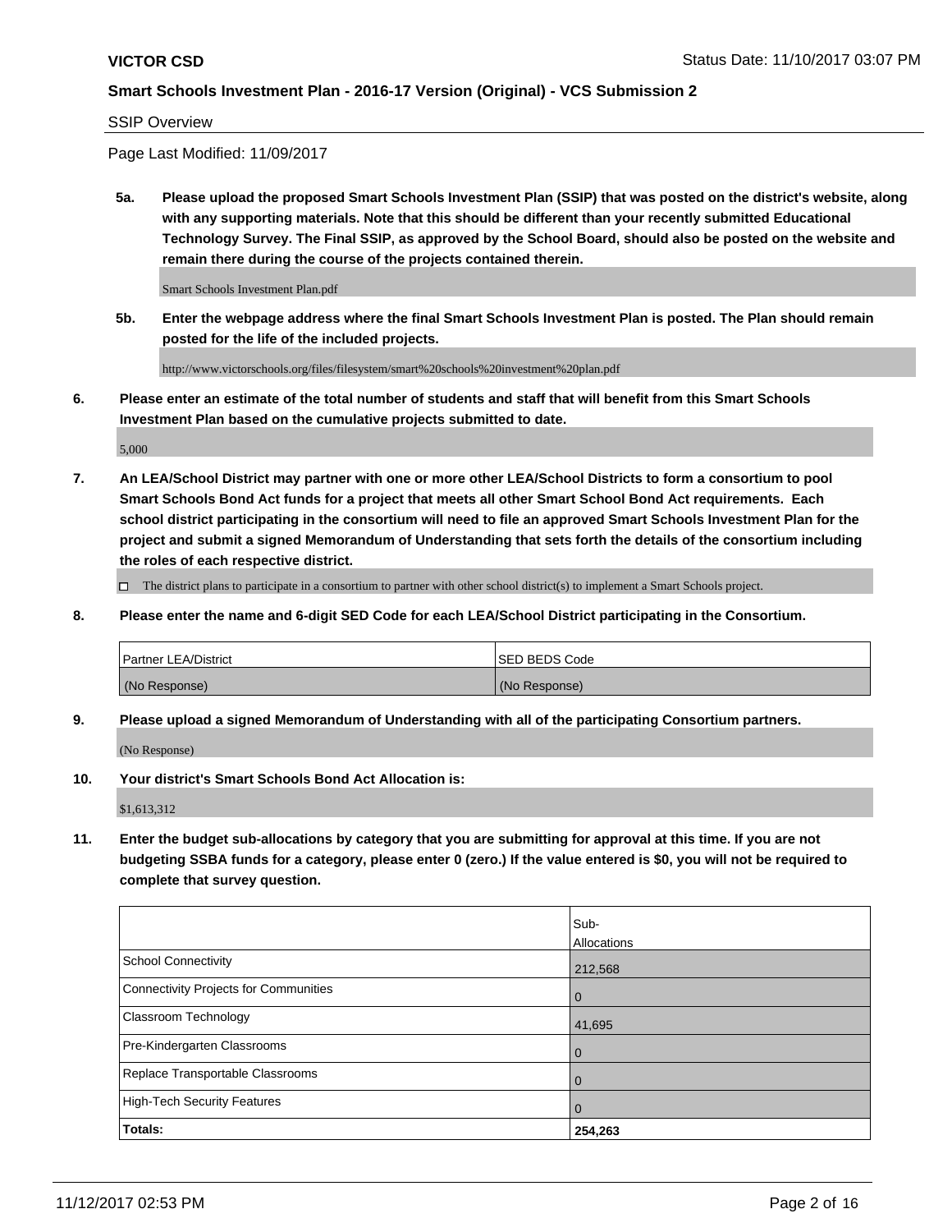SSIP Overview

Page Last Modified: 11/09/2017

**5a. Please upload the proposed Smart Schools Investment Plan (SSIP) that was posted on the district's website, along with any supporting materials. Note that this should be different than your recently submitted Educational Technology Survey. The Final SSIP, as approved by the School Board, should also be posted on the website and remain there during the course of the projects contained therein.**

Smart Schools Investment Plan.pdf

**5b. Enter the webpage address where the final Smart Schools Investment Plan is posted. The Plan should remain posted for the life of the included projects.**

http://www.victorschools.org/files/filesystem/smart%20schools%20investment%20plan.pdf

**6. Please enter an estimate of the total number of students and staff that will benefit from this Smart Schools Investment Plan based on the cumulative projects submitted to date.**

5,000

**7. An LEA/School District may partner with one or more other LEA/School Districts to form a consortium to pool Smart Schools Bond Act funds for a project that meets all other Smart School Bond Act requirements. Each school district participating in the consortium will need to file an approved Smart Schools Investment Plan for the project and submit a signed Memorandum of Understanding that sets forth the details of the consortium including the roles of each respective district.**

☐ The district plans to participate in a consortium to partner with other school district(s) to implement a Smart Schools project.

**8. Please enter the name and 6-digit SED Code for each LEA/School District participating in the Consortium.**

| Partner LEA/District | SED BEDS Code |
|---|---|
| (No Response) | (No Response) |

**9. Please upload a signed Memorandum of Understanding with all of the participating Consortium partners.**

(No Response)

**10. Your district's Smart Schools Bond Act Allocation is:**

$1,613,312

**11. Enter the budget sub-allocations by category that you are submitting for approval at this time. If you are not budgeting SSBA funds for a category, please enter 0 (zero.) If the value entered is $0, you will not be required to complete that survey question.**

| | Sub-Allocations |
|---|---|
| School Connectivity | 212,568 |
| Connectivity Projects for Communities | 0 |
| Classroom Technology | 41,695 |
| Pre-Kindergarten Classrooms | 0 |
| Replace Transportable Classrooms | 0 |
| High-Tech Security Features | 0 |
| **Totals:** | **254,263** |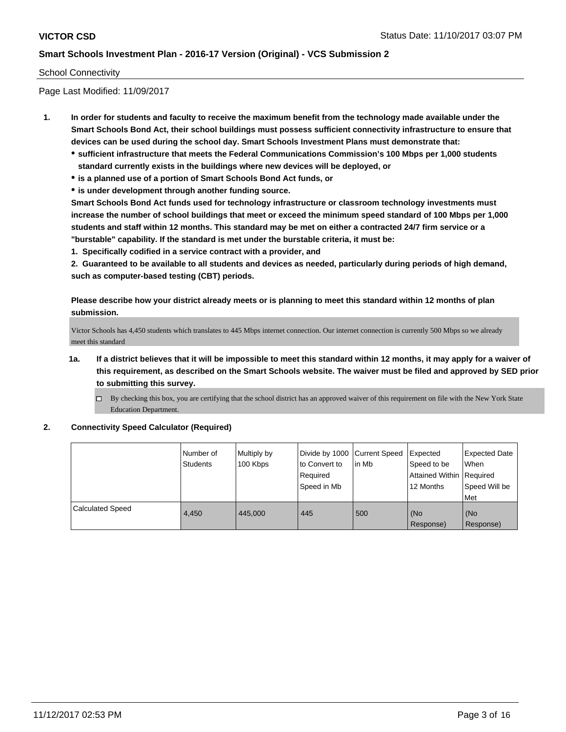## School Connectivity

Page Last Modified: 11/09/2017

1. **In order for students and faculty to receive the maximum benefit from the technology made available under the Smart Schools Bond Act, their school buildings must possess sufficient connectivity infrastructure to ensure that devices can be used during the school day. Smart Schools Investment Plans must demonstrate that:**
   - **sufficient infrastructure that meets the Federal Communications Commission's 100 Mbps per 1,000 students standard currently exists in the buildings where new devices will be deployed, or**
   - **is a planned use of a portion of Smart Schools Bond Act funds, or**
   - **is under development through another funding source.**

   **Smart Schools Bond Act funds used for technology infrastructure or classroom technology investments must increase the number of school buildings that meet or exceed the minimum speed standard of 100 Mbps per 1,000 students and staff within 12 months. This standard may be met on either a contracted 24/7 firm service or a "burstable" capability. If the standard is met under the burstable criteria, it must be:**

   **1. Specifically codified in a service contract with a provider, and**

   **2. Guaranteed to be available to all students and devices as needed, particularly during periods of high demand, such as computer-based testing (CBT) periods.**

   **Please describe how your district already meets or is planning to meet this standard within 12 months of plan submission.**

   Victor Schools has 4,450 students which translates to 445 Mbps internet connection. Our internet connection is currently 500 Mbps so we already meet this standard

   1a. **If a district believes that it will be impossible to meet this standard within 12 months, it may apply for a waiver of this requirement, as described on the Smart Schools website. The waiver must be filed and approved by SED prior to submitting this survey.**

   ☐ By checking this box, you are certifying that the school district has an approved waiver of this requirement on file with the New York State Education Department.

2. **Connectivity Speed Calculator (Required)**

| | Number of Students | Multiply by 100 Kbps | Divide by 1000 to Convert to Required Speed in Mb | Current Speed in Mb | Expected Speed to be Attained Within 12 Months | Expected Date When Required Speed Will be Met |
|---|---|---|---|---|---|---|
| Calculated Speed | 4,450 | 445,000 | 445 | 500 | (No Response) | (No Response) |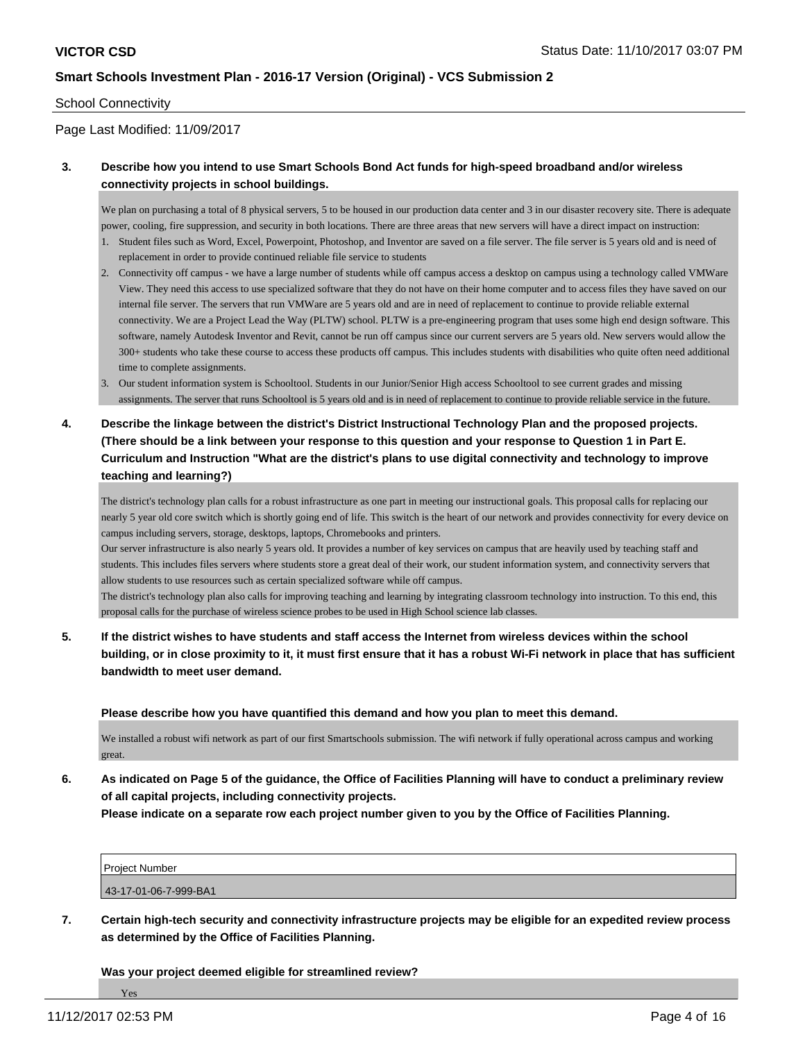School Connectivity

Page Last Modified: 11/09/2017

**3. Describe how you intend to use Smart Schools Bond Act funds for high-speed broadband and/or wireless connectivity projects in school buildings.**

We plan on purchasing a total of 8 physical servers, 5 to be housed in our production data center and 3 in our disaster recovery site. There is adequate power, cooling, fire suppression, and security in both locations. There are three areas that new servers will have a direct impact on instruction:

1. Student files such as Word, Excel, Powerpoint, Photoshop, and Inventor are saved on a file server. The file server is 5 years old and is need of replacement in order to provide continued reliable file service to students
2. Connectivity off campus - we have a large number of students while off campus access a desktop on campus using a technology called VMWare View. They need this access to use specialized software that they do not have on their home computer and to access files they have saved on our internal file server. The servers that run VMWare are 5 years old and are in need of replacement to continue to provide reliable external connectivity. We are a Project Lead the Way (PLTW) school. PLTW is a pre-engineering program that uses some high end design software. This software, namely Autodesk Inventor and Revit, cannot be run off campus since our current servers are 5 years old. New servers would allow the 300+ students who take these course to access these products off campus. This includes students with disabilities who quite often need additional time to complete assignments.
3. Our student information system is Schooltool. Students in our Junior/Senior High access Schooltool to see current grades and missing assignments. The server that runs Schooltool is 5 years old and is in need of replacement to continue to provide reliable service in the future.

**4. Describe the linkage between the district's District Instructional Technology Plan and the proposed projects. (There should be a link between your response to this question and your response to Question 1 in Part E. Curriculum and Instruction "What are the district's plans to use digital connectivity and technology to improve teaching and learning?)**

The district's technology plan calls for a robust infrastructure as one part in meeting our instructional goals. This proposal calls for replacing our nearly 5 year old core switch which is shortly going end of life. This switch is the heart of our network and provides connectivity for every device on campus including servers, storage, desktops, laptops, Chromebooks and printers.
Our server infrastructure is also nearly 5 years old. It provides a number of key services on campus that are heavily used by teaching staff and students. This includes files servers where students store a great deal of their work, our student information system, and connectivity servers that allow students to use resources such as certain specialized software while off campus.
The district's technology plan also calls for improving teaching and learning by integrating classroom technology into instruction. To this end, this proposal calls for the purchase of wireless science probes to be used in High School science lab classes.

**5. If the district wishes to have students and staff access the Internet from wireless devices within the school building, or in close proximity to it, it must first ensure that it has a robust Wi-Fi network in place that has sufficient bandwidth to meet user demand.**

**Please describe how you have quantified this demand and how you plan to meet this demand.**

We installed a robust wifi network as part of our first Smartschools submission. The wifi network if fully operational across campus and working great.

**6. As indicated on Page 5 of the guidance, the Office of Facilities Planning will have to conduct a preliminary review of all capital projects, including connectivity projects.**
**Please indicate on a separate row each project number given to you by the Office of Facilities Planning.**

| Project Number |
| --- |
| 43-17-01-06-7-999-BA1 |

**7. Certain high-tech security and connectivity infrastructure projects may be eligible for an expedited review process as determined by the Office of Facilities Planning.**

**Was your project deemed eligible for streamlined review?**

Yes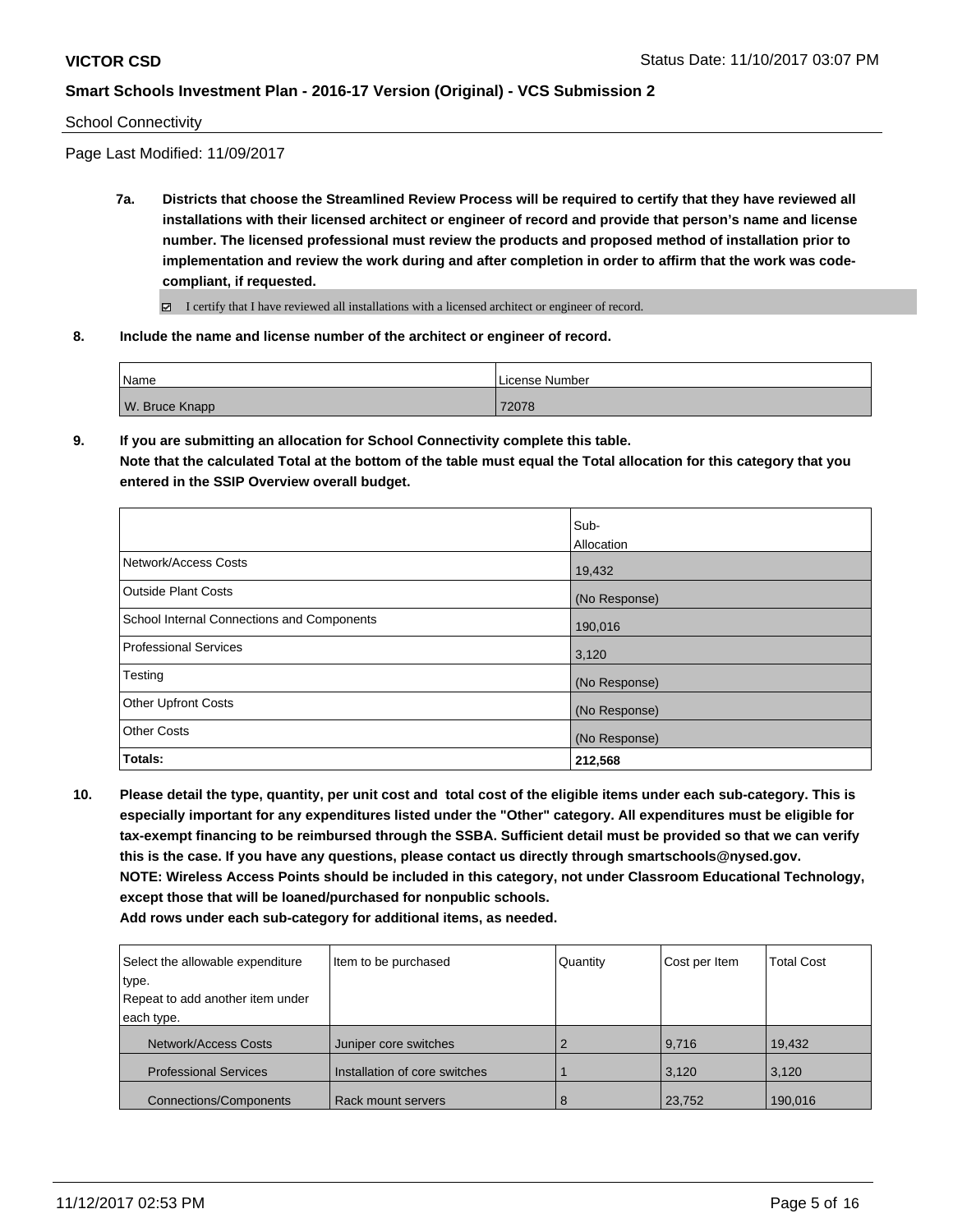School Connectivity

Page Last Modified: 11/09/2017

**7a. Districts that choose the Streamlined Review Process will be required to certify that they have reviewed all installations with their licensed architect or engineer of record and provide that person's name and license number. The licensed professional must review the products and proposed method of installation prior to implementation and review the work during and after completion in order to affirm that the work was code-compliant, if requested.**

☑ I certify that I have reviewed all installations with a licensed architect or engineer of record.

**8. Include the name and license number of the architect or engineer of record.**

| Name | License Number |
|---|---|
| W. Bruce Knapp | 72078 |

**9. If you are submitting an allocation for School Connectivity complete this table. Note that the calculated Total at the bottom of the table must equal the Total allocation for this category that you entered in the SSIP Overview overall budget.**

| | Sub-Allocation |
|---|---|
| Network/Access Costs | 19,432 |
| Outside Plant Costs | (No Response) |
| School Internal Connections and Components | 190,016 |
| Professional Services | 3,120 |
| Testing | (No Response) |
| Other Upfront Costs | (No Response) |
| Other Costs | (No Response) |
| **Totals:** | **212,568** |

**10. Please detail the type, quantity, per unit cost and total cost of the eligible items under each sub-category. This is especially important for any expenditures listed under the "Other" category. All expenditures must be eligible for tax-exempt financing to be reimbursed through the SSBA. Sufficient detail must be provided so that we can verify this is the case. If you have any questions, please contact us directly through smartschools@nysed.gov. NOTE: Wireless Access Points should be included in this category, not under Classroom Educational Technology, except those that will be loaned/purchased for nonpublic schools. Add rows under each sub-category for additional items, as needed.**

| Select the allowable expenditure type. Repeat to add another item under each type. | Item to be purchased | Quantity | Cost per Item | Total Cost |
|---|---|---|---|---|
| Network/Access Costs | Juniper core switches | 2 | 9,716 | 19,432 |
| Professional Services | Installation of core switches | 1 | 3,120 | 3,120 |
| Connections/Components | Rack mount servers | 8 | 23,752 | 190,016 |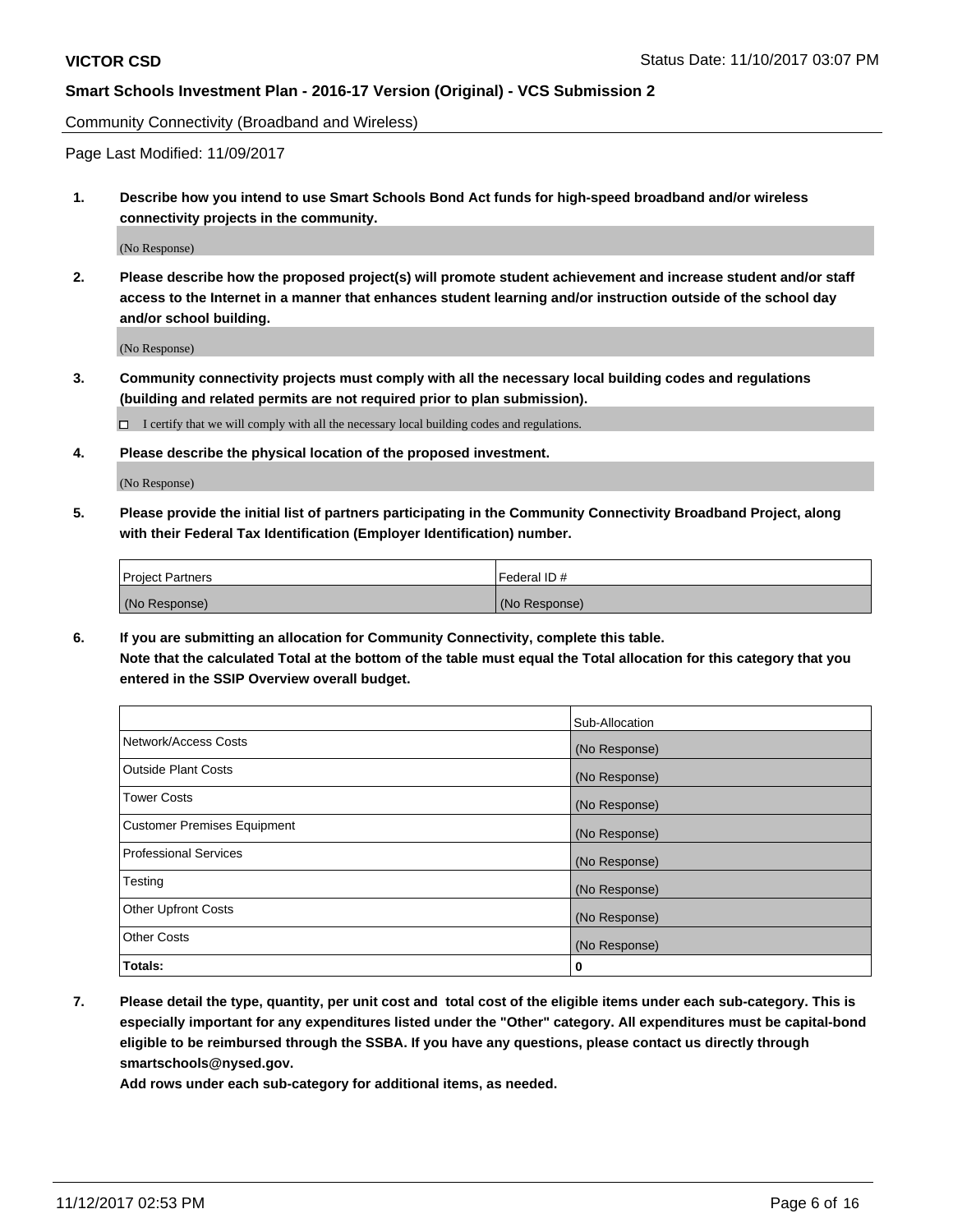Community Connectivity (Broadband and Wireless)

Page Last Modified: 11/09/2017

**1. Describe how you intend to use Smart Schools Bond Act funds for high-speed broadband and/or wireless connectivity projects in the community.**

(No Response)

**2. Please describe how the proposed project(s) will promote student achievement and increase student and/or staff access to the Internet in a manner that enhances student learning and/or instruction outside of the school day and/or school building.**

(No Response)

**3. Community connectivity projects must comply with all the necessary local building codes and regulations (building and related permits are not required prior to plan submission).**

☐ I certify that we will comply with all the necessary local building codes and regulations.

**4. Please describe the physical location of the proposed investment.**

(No Response)

**5. Please provide the initial list of partners participating in the Community Connectivity Broadband Project, along with their Federal Tax Identification (Employer Identification) number.**

| Project Partners | Federal ID # |
|---|---|
| (No Response) | (No Response) |

**6. If you are submitting an allocation for Community Connectivity, complete this table.**
**Note that the calculated Total at the bottom of the table must equal the Total allocation for this category that you entered in the SSIP Overview overall budget.**

| | Sub-Allocation |
|---|---|
| Network/Access Costs | (No Response) |
| Outside Plant Costs | (No Response) |
| Tower Costs | (No Response) |
| Customer Premises Equipment | (No Response) |
| Professional Services | (No Response) |
| Testing | (No Response) |
| Other Upfront Costs | (No Response) |
| Other Costs | (No Response) |
| **Totals:** | **0** |

**7. Please detail the type, quantity, per unit cost and total cost of the eligible items under each sub-category. This is especially important for any expenditures listed under the "Other" category. All expenditures must be capital-bond eligible to be reimbursed through the SSBA. If you have any questions, please contact us directly through smartschools@nysed.gov.**

**Add rows under each sub-category for additional items, as needed.**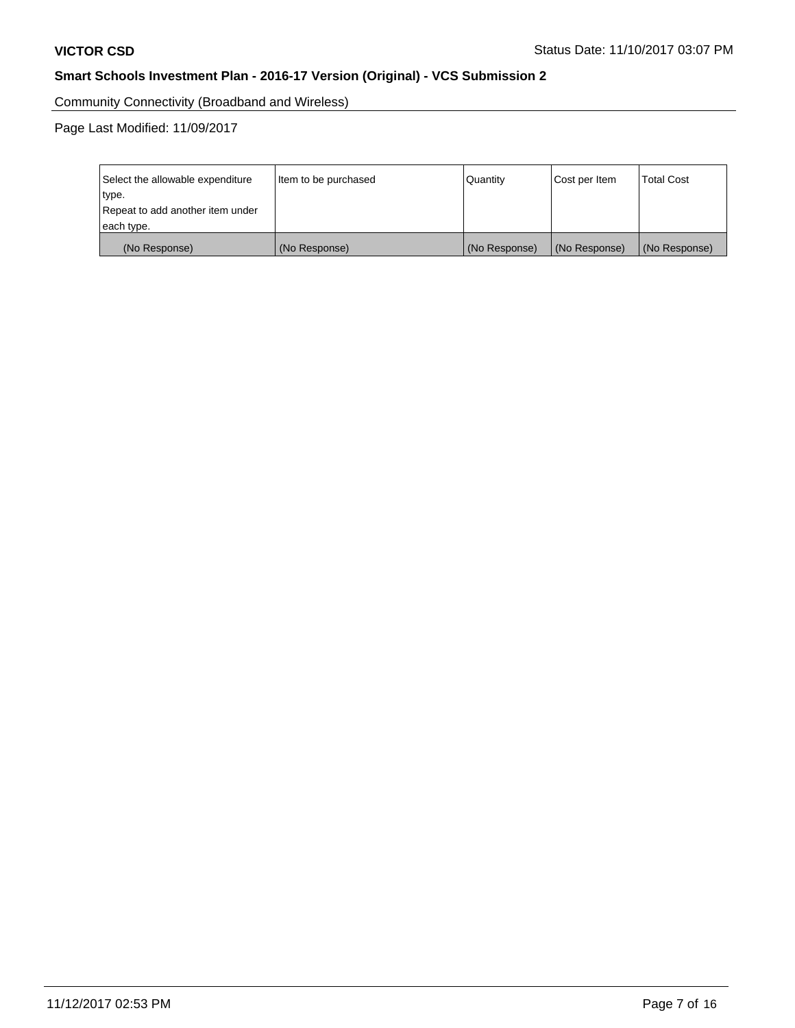Community Connectivity (Broadband and Wireless)

Page Last Modified: 11/09/2017

| Select the allowable expenditure type. Repeat to add another item under each type. | Item to be purchased | Quantity | Cost per Item | Total Cost |
|---|---|---|---|---|
| (No Response) | (No Response) | (No Response) | (No Response) | (No Response) |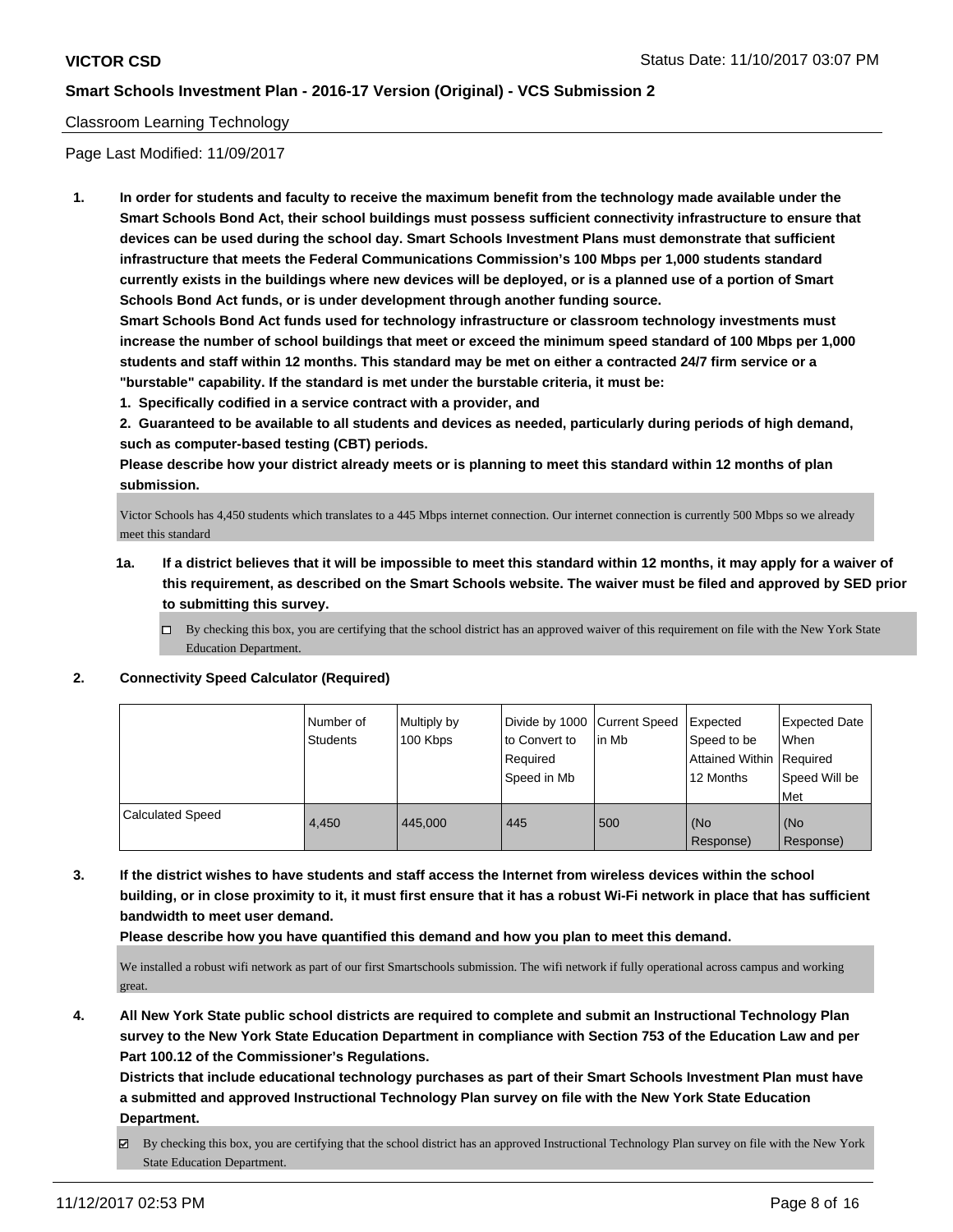Classroom Learning Technology

Page Last Modified: 11/09/2017

**1. In order for students and faculty to receive the maximum benefit from the technology made available under the Smart Schools Bond Act, their school buildings must possess sufficient connectivity infrastructure to ensure that devices can be used during the school day. Smart Schools Investment Plans must demonstrate that sufficient infrastructure that meets the Federal Communications Commission's 100 Mbps per 1,000 students standard currently exists in the buildings where new devices will be deployed, or is a planned use of a portion of Smart Schools Bond Act funds, or is under development through another funding source.**

**Smart Schools Bond Act funds used for technology infrastructure or classroom technology investments must increase the number of school buildings that meet or exceed the minimum speed standard of 100 Mbps per 1,000 students and staff within 12 months. This standard may be met on either a contracted 24/7 firm service or a "burstable" capability. If the standard is met under the burstable criteria, it must be:**

**1. Specifically codified in a service contract with a provider, and**

**2. Guaranteed to be available to all students and devices as needed, particularly during periods of high demand, such as computer-based testing (CBT) periods.**

**Please describe how your district already meets or is planning to meet this standard within 12 months of plan submission.**

Victor Schools has 4,450 students which translates to a 445 Mbps internet connection. Our internet connection is currently 500 Mbps so we already meet this standard

**1a. If a district believes that it will be impossible to meet this standard within 12 months, it may apply for a waiver of this requirement, as described on the Smart Schools website. The waiver must be filed and approved by SED prior to submitting this survey.**

☐ By checking this box, you are certifying that the school district has an approved waiver of this requirement on file with the New York State Education Department.

**2. Connectivity Speed Calculator (Required)**

| | Number of Students | Multiply by 100 Kbps | Divide by 1000 to Convert to Required Speed in Mb | Current Speed in Mb | Expected Speed to be Attained Within 12 Months | Expected Date When Required Speed Will be Met |
|---|---|---|---|---|---|---|
| Calculated Speed | 4,450 | 445,000 | 445 | 500 | (No Response) | (No Response) |

**3. If the district wishes to have students and staff access the Internet from wireless devices within the school building, or in close proximity to it, it must first ensure that it has a robust Wi-Fi network in place that has sufficient bandwidth to meet user demand.**

**Please describe how you have quantified this demand and how you plan to meet this demand.**

We installed a robust wifi network as part of our first Smartschools submission. The wifi network if fully operational across campus and working great.

**4. All New York State public school districts are required to complete and submit an Instructional Technology Plan survey to the New York State Education Department in compliance with Section 753 of the Education Law and per Part 100.12 of the Commissioner's Regulations.**

**Districts that include educational technology purchases as part of their Smart Schools Investment Plan must have a submitted and approved Instructional Technology Plan survey on file with the New York State Education Department.**

☑ By checking this box, you are certifying that the school district has an approved Instructional Technology Plan survey on file with the New York State Education Department.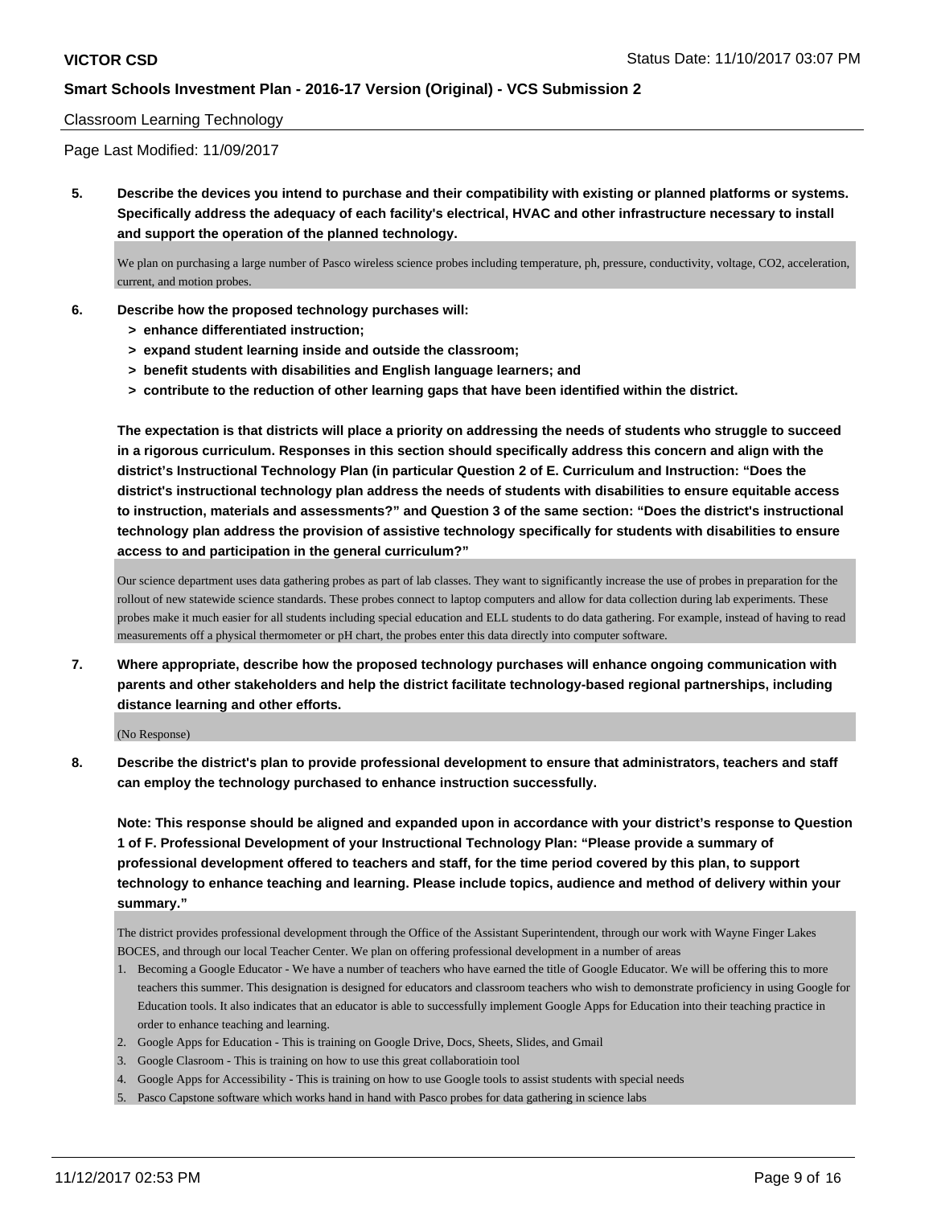Classroom Learning Technology

Page Last Modified: 11/09/2017

**5. Describe the devices you intend to purchase and their compatibility with existing or planned platforms or systems. Specifically address the adequacy of each facility's electrical, HVAC and other infrastructure necessary to install and support the operation of the planned technology.**

We plan on purchasing a large number of Pasco wireless science probes including temperature, ph, pressure, conductivity, voltage, CO2, acceleration, current, and motion probes.

**6. Describe how the proposed technology purchases will:**

- **> enhance differentiated instruction;**
- **> expand student learning inside and outside the classroom;**
- **> benefit students with disabilities and English language learners; and**
- **> contribute to the reduction of other learning gaps that have been identified within the district.**

**The expectation is that districts will place a priority on addressing the needs of students who struggle to succeed in a rigorous curriculum. Responses in this section should specifically address this concern and align with the district's Instructional Technology Plan (in particular Question 2 of E. Curriculum and Instruction: "Does the district's instructional technology plan address the needs of students with disabilities to ensure equitable access to instruction, materials and assessments?" and Question 3 of the same section: "Does the district's instructional technology plan address the provision of assistive technology specifically for students with disabilities to ensure access to and participation in the general curriculum?"**

Our science department uses data gathering probes as part of lab classes. They want to significantly increase the use of probes in preparation for the rollout of new statewide science standards. These probes connect to laptop computers and allow for data collection during lab experiments. These probes make it much easier for all students including special education and ELL students to do data gathering. For example, instead of having to read measurements off a physical thermometer or pH chart, the probes enter this data directly into computer software.

**7. Where appropriate, describe how the proposed technology purchases will enhance ongoing communication with parents and other stakeholders and help the district facilitate technology-based regional partnerships, including distance learning and other efforts.**

(No Response)

**8. Describe the district's plan to provide professional development to ensure that administrators, teachers and staff can employ the technology purchased to enhance instruction successfully.**

**Note: This response should be aligned and expanded upon in accordance with your district's response to Question 1 of F. Professional Development of your Instructional Technology Plan: "Please provide a summary of professional development offered to teachers and staff, for the time period covered by this plan, to support technology to enhance teaching and learning. Please include topics, audience and method of delivery within your summary."**

The district provides professional development through the Office of the Assistant Superintendent, through our work with Wayne Finger Lakes BOCES, and through our local Teacher Center. We plan on offering professional development in a number of areas

1. Becoming a Google Educator - We have a number of teachers who have earned the title of Google Educator. We will be offering this to more teachers this summer. This designation is designed for educators and classroom teachers who wish to demonstrate proficiency in using Google for Education tools. It also indicates that an educator is able to successfully implement Google Apps for Education into their teaching practice in order to enhance teaching and learning.
2. Google Apps for Education - This is training on Google Drive, Docs, Sheets, Slides, and Gmail
3. Google Clasroom - This is training on how to use this great collaboratioin tool
4. Google Apps for Accessibility - This is training on how to use Google tools to assist students with special needs
5. Pasco Capstone software which works hand in hand with Pasco probes for data gathering in science labs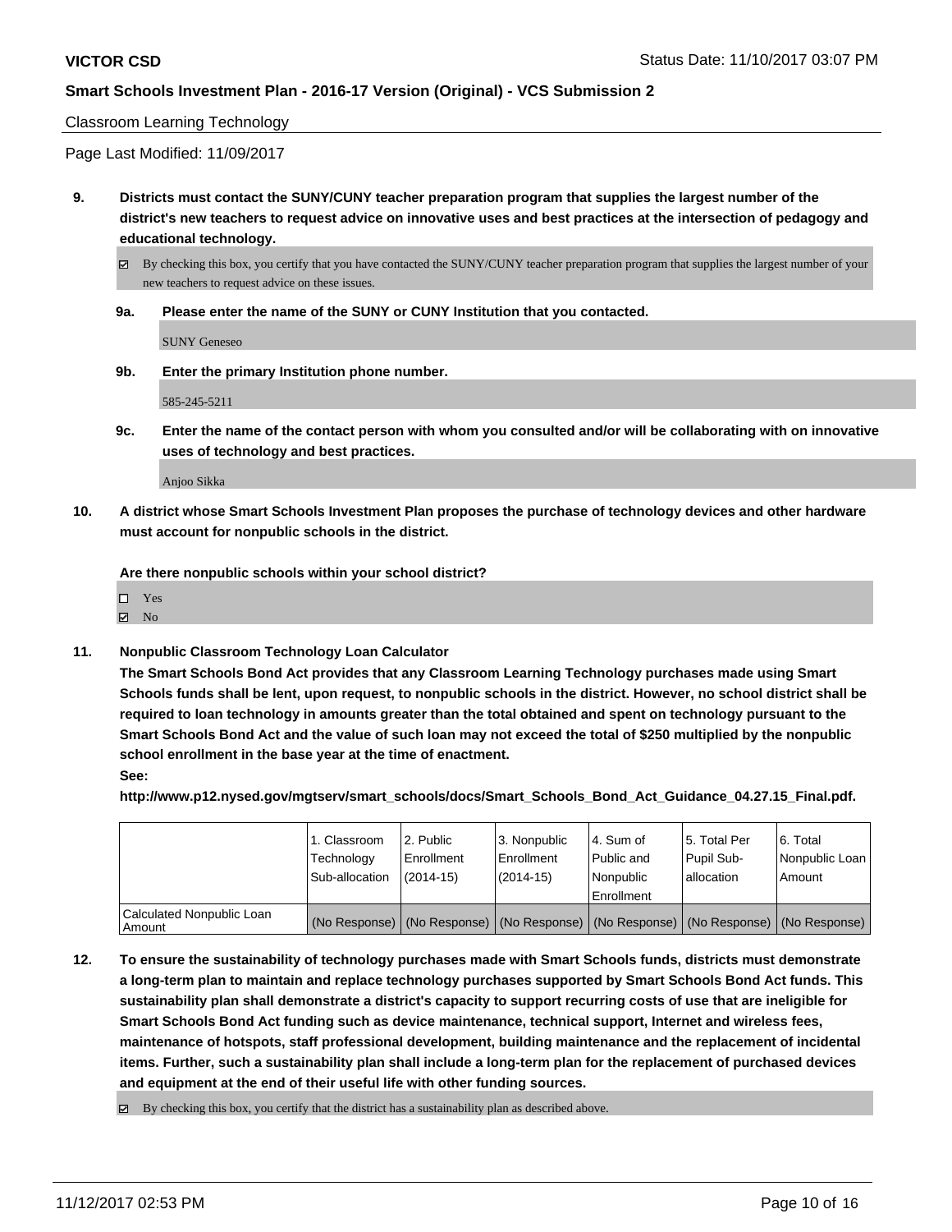Classroom Learning Technology

Page Last Modified: 11/09/2017

**9. Districts must contact the SUNY/CUNY teacher preparation program that supplies the largest number of the district's new teachers to request advice on innovative uses and best practices at the intersection of pedagogy and educational technology.**

☑ By checking this box, you certify that you have contacted the SUNY/CUNY teacher preparation program that supplies the largest number of your new teachers to request advice on these issues.

**9a. Please enter the name of the SUNY or CUNY Institution that you contacted.**

SUNY Geneseo

**9b. Enter the primary Institution phone number.**

585-245-5211

**9c. Enter the name of the contact person with whom you consulted and/or will be collaborating with on innovative uses of technology and best practices.**

Anjoo Sikka

**10. A district whose Smart Schools Investment Plan proposes the purchase of technology devices and other hardware must account for nonpublic schools in the district.**

**Are there nonpublic schools within your school district?**

☐ Yes
☑ No

**11. Nonpublic Classroom Technology Loan Calculator**

**The Smart Schools Bond Act provides that any Classroom Learning Technology purchases made using Smart Schools funds shall be lent, upon request, to nonpublic schools in the district. However, no school district shall be required to loan technology in amounts greater than the total obtained and spent on technology pursuant to the Smart Schools Bond Act and the value of such loan may not exceed the total of $250 multiplied by the nonpublic school enrollment in the base year at the time of enactment.**

**See:**

**http://www.p12.nysed.gov/mgtserv/smart_schools/docs/Smart_Schools_Bond_Act_Guidance_04.27.15_Final.pdf.**

| | 1. Classroom Technology Sub-allocation | 2. Public Enrollment (2014-15) | 3. Nonpublic Enrollment (2014-15) | 4. Sum of Public and Nonpublic Enrollment | 5. Total Per Pupil Sub-allocation | 6. Total Nonpublic Loan Amount |
|---|---|---|---|---|---|---|
| Calculated Nonpublic Loan Amount | (No Response) | (No Response) | (No Response) | (No Response) | (No Response) | (No Response) |

**12. To ensure the sustainability of technology purchases made with Smart Schools funds, districts must demonstrate a long-term plan to maintain and replace technology purchases supported by Smart Schools Bond Act funds. This sustainability plan shall demonstrate a district's capacity to support recurring costs of use that are ineligible for Smart Schools Bond Act funding such as device maintenance, technical support, Internet and wireless fees, maintenance of hotspots, staff professional development, building maintenance and the replacement of incidental items. Further, such a sustainability plan shall include a long-term plan for the replacement of purchased devices and equipment at the end of their useful life with other funding sources.**

☑ By checking this box, you certify that the district has a sustainability plan as described above.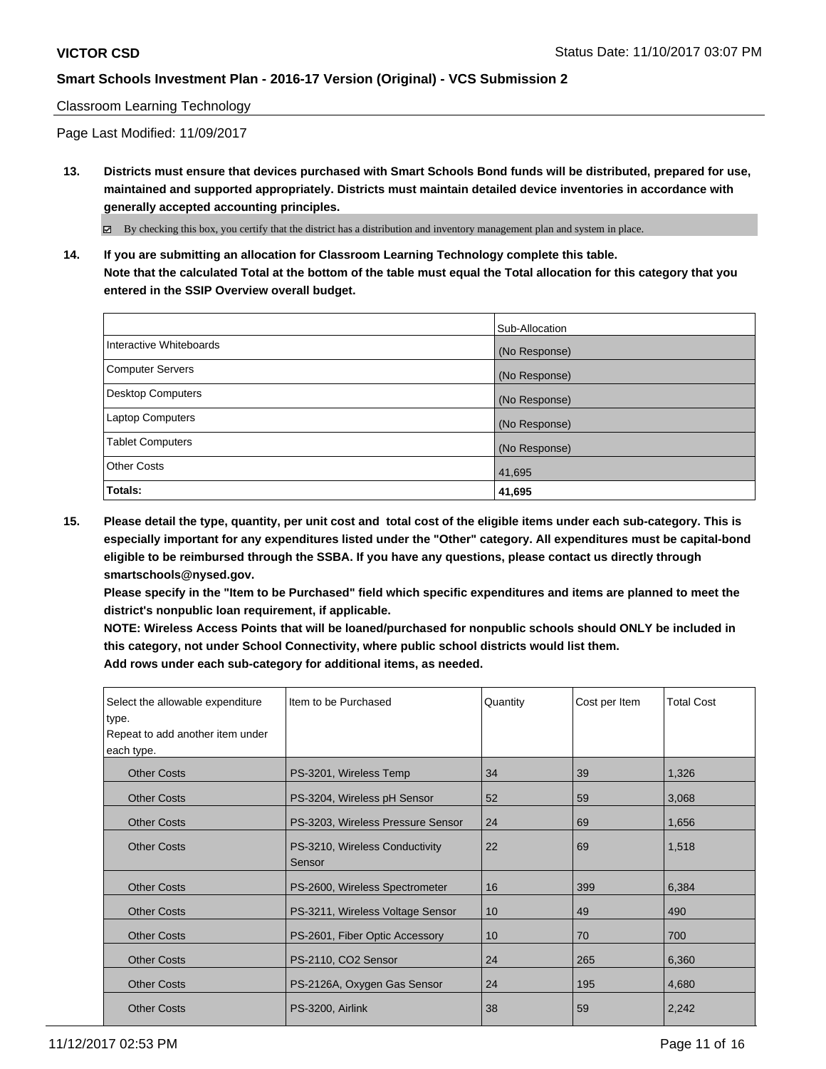Classroom Learning Technology

Page Last Modified: 11/09/2017

**13. Districts must ensure that devices purchased with Smart Schools Bond funds will be distributed, prepared for use, maintained and supported appropriately. Districts must maintain detailed device inventories in accordance with generally accepted accounting principles.**

☑ By checking this box, you certify that the district has a distribution and inventory management plan and system in place.

**14. If you are submitting an allocation for Classroom Learning Technology complete this table. Note that the calculated Total at the bottom of the table must equal the Total allocation for this category that you entered in the SSIP Overview overall budget.**

| | Sub-Allocation |
|---|---|
| Interactive Whiteboards | (No Response) |
| Computer Servers | (No Response) |
| Desktop Computers | (No Response) |
| Laptop Computers | (No Response) |
| Tablet Computers | (No Response) |
| Other Costs | 41,695 |
| **Totals:** | **41,695** |

**15. Please detail the type, quantity, per unit cost and total cost of the eligible items under each sub-category. This is especially important for any expenditures listed under the "Other" category. All expenditures must be capital-bond eligible to be reimbursed through the SSBA. If you have any questions, please contact us directly through smartschools@nysed.gov.**

**Please specify in the "Item to be Purchased" field which specific expenditures and items are planned to meet the district's nonpublic loan requirement, if applicable.**

**NOTE: Wireless Access Points that will be loaned/purchased for nonpublic schools should ONLY be included in this category, not under School Connectivity, where public school districts would list them.**

**Add rows under each sub-category for additional items, as needed.**

| Select the allowable expenditure type. Repeat to add another item under each type. | Item to be Purchased | Quantity | Cost per Item | Total Cost |
|---|---|---|---|---|
| Other Costs | PS-3201, Wireless Temp | 34 | 39 | 1,326 |
| Other Costs | PS-3204, Wireless pH Sensor | 52 | 59 | 3,068 |
| Other Costs | PS-3203, Wireless Pressure Sensor | 24 | 69 | 1,656 |
| Other Costs | PS-3210, Wireless Conductivity Sensor | 22 | 69 | 1,518 |
| Other Costs | PS-2600, Wireless Spectrometer | 16 | 399 | 6,384 |
| Other Costs | PS-3211, Wireless Voltage Sensor | 10 | 49 | 490 |
| Other Costs | PS-2601, Fiber Optic Accessory | 10 | 70 | 700 |
| Other Costs | PS-2110, CO2 Sensor | 24 | 265 | 6,360 |
| Other Costs | PS-2126A, Oxygen Gas Sensor | 24 | 195 | 4,680 |
| Other Costs | PS-3200, Airlink | 38 | 59 | 2,242 |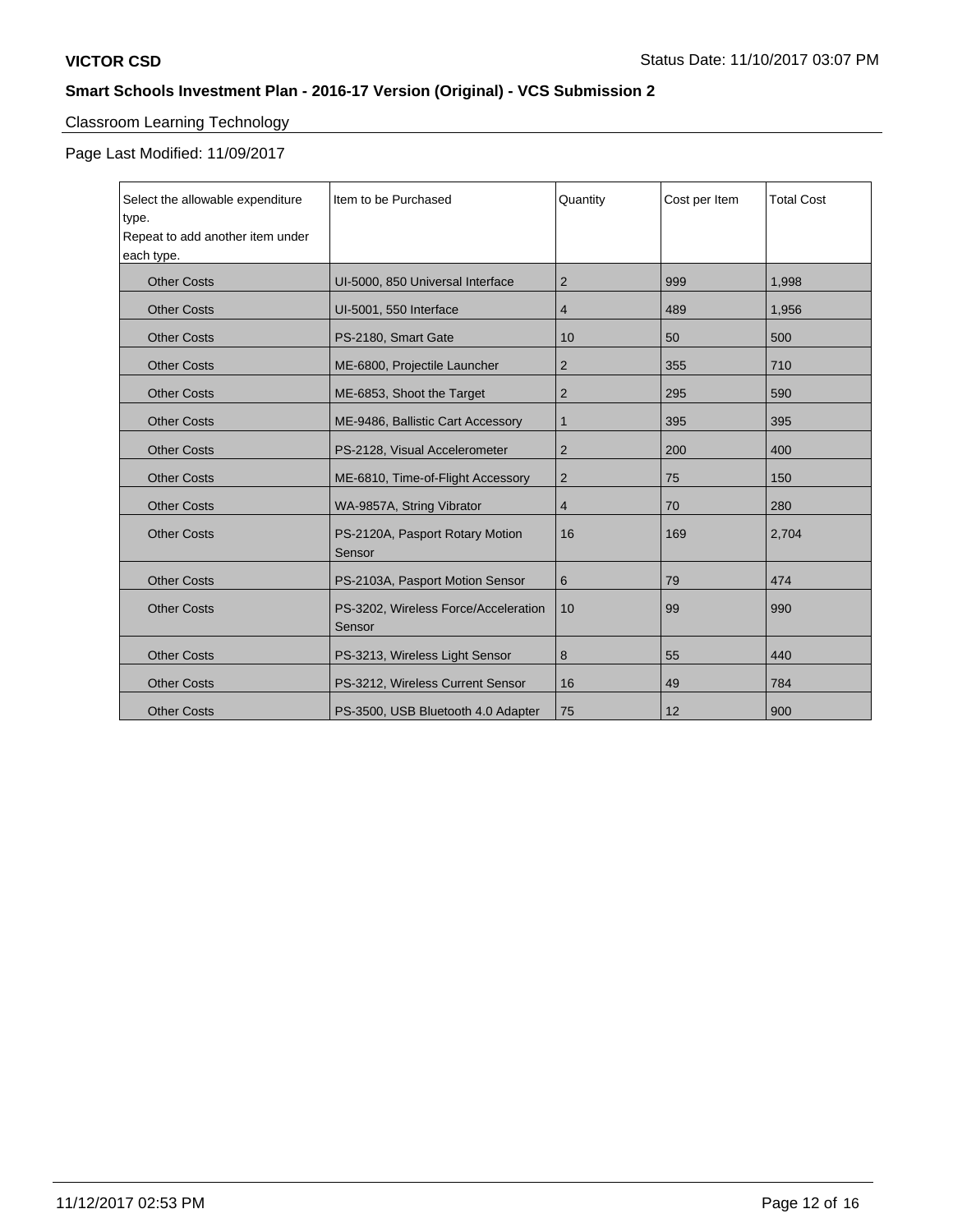Classroom Learning Technology

Page Last Modified: 11/09/2017

| Select the allowable expenditure type. Repeat to add another item under each type. | Item to be Purchased | Quantity | Cost per Item | Total Cost |
|---|---|---|---|---|
| Other Costs | UI-5000, 850 Universal Interface | 2 | 999 | 1,998 |
| Other Costs | UI-5001, 550 Interface | 4 | 489 | 1,956 |
| Other Costs | PS-2180, Smart Gate | 10 | 50 | 500 |
| Other Costs | ME-6800, Projectile Launcher | 2 | 355 | 710 |
| Other Costs | ME-6853, Shoot the Target | 2 | 295 | 590 |
| Other Costs | ME-9486, Ballistic Cart Accessory | 1 | 395 | 395 |
| Other Costs | PS-2128, Visual Accelerometer | 2 | 200 | 400 |
| Other Costs | ME-6810, Time-of-Flight Accessory | 2 | 75 | 150 |
| Other Costs | WA-9857A, String Vibrator | 4 | 70 | 280 |
| Other Costs | PS-2120A, Pasport Rotary Motion Sensor | 16 | 169 | 2,704 |
| Other Costs | PS-2103A, Pasport Motion Sensor | 6 | 79 | 474 |
| Other Costs | PS-3202, Wireless Force/Acceleration Sensor | 10 | 99 | 990 |
| Other Costs | PS-3213, Wireless Light Sensor | 8 | 55 | 440 |
| Other Costs | PS-3212, Wireless Current Sensor | 16 | 49 | 784 |
| Other Costs | PS-3500, USB Bluetooth 4.0 Adapter | 75 | 12 | 900 |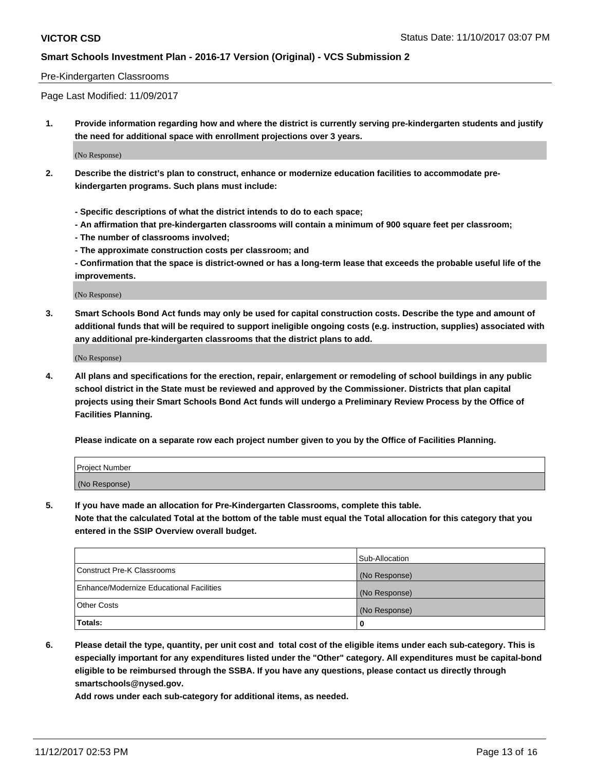Pre-Kindergarten Classrooms

Page Last Modified: 11/09/2017

**1. Provide information regarding how and where the district is currently serving pre-kindergarten students and justify the need for additional space with enrollment projections over 3 years.**

(No Response)

**2. Describe the district's plan to construct, enhance or modernize education facilities to accommodate pre-kindergarten programs. Such plans must include:**

**- Specific descriptions of what the district intends to do to each space;**
**- An affirmation that pre-kindergarten classrooms will contain a minimum of 900 square feet per classroom;**
**- The number of classrooms involved;**
**- The approximate construction costs per classroom; and**
**- Confirmation that the space is district-owned or has a long-term lease that exceeds the probable useful life of the improvements.**

(No Response)

**3. Smart Schools Bond Act funds may only be used for capital construction costs. Describe the type and amount of additional funds that will be required to support ineligible ongoing costs (e.g. instruction, supplies) associated with any additional pre-kindergarten classrooms that the district plans to add.**

(No Response)

**4. All plans and specifications for the erection, repair, enlargement or remodeling of school buildings in any public school district in the State must be reviewed and approved by the Commissioner. Districts that plan capital projects using their Smart Schools Bond Act funds will undergo a Preliminary Review Process by the Office of Facilities Planning.**

**Please indicate on a separate row each project number given to you by the Office of Facilities Planning.**

| Project Number |
|---|
| (No Response) |

**5. If you have made an allocation for Pre-Kindergarten Classrooms, complete this table.**
**Note that the calculated Total at the bottom of the table must equal the Total allocation for this category that you entered in the SSIP Overview overall budget.**

| | Sub-Allocation |
|---|---|
| Construct Pre-K Classrooms | (No Response) |
| Enhance/Modernize Educational Facilities | (No Response) |
| Other Costs | (No Response) |
| **Totals:** | **0** |

**6. Please detail the type, quantity, per unit cost and total cost of the eligible items under each sub-category. This is especially important for any expenditures listed under the "Other" category. All expenditures must be capital-bond eligible to be reimbursed through the SSBA. If you have any questions, please contact us directly through smartschools@nysed.gov.**

**Add rows under each sub-category for additional items, as needed.**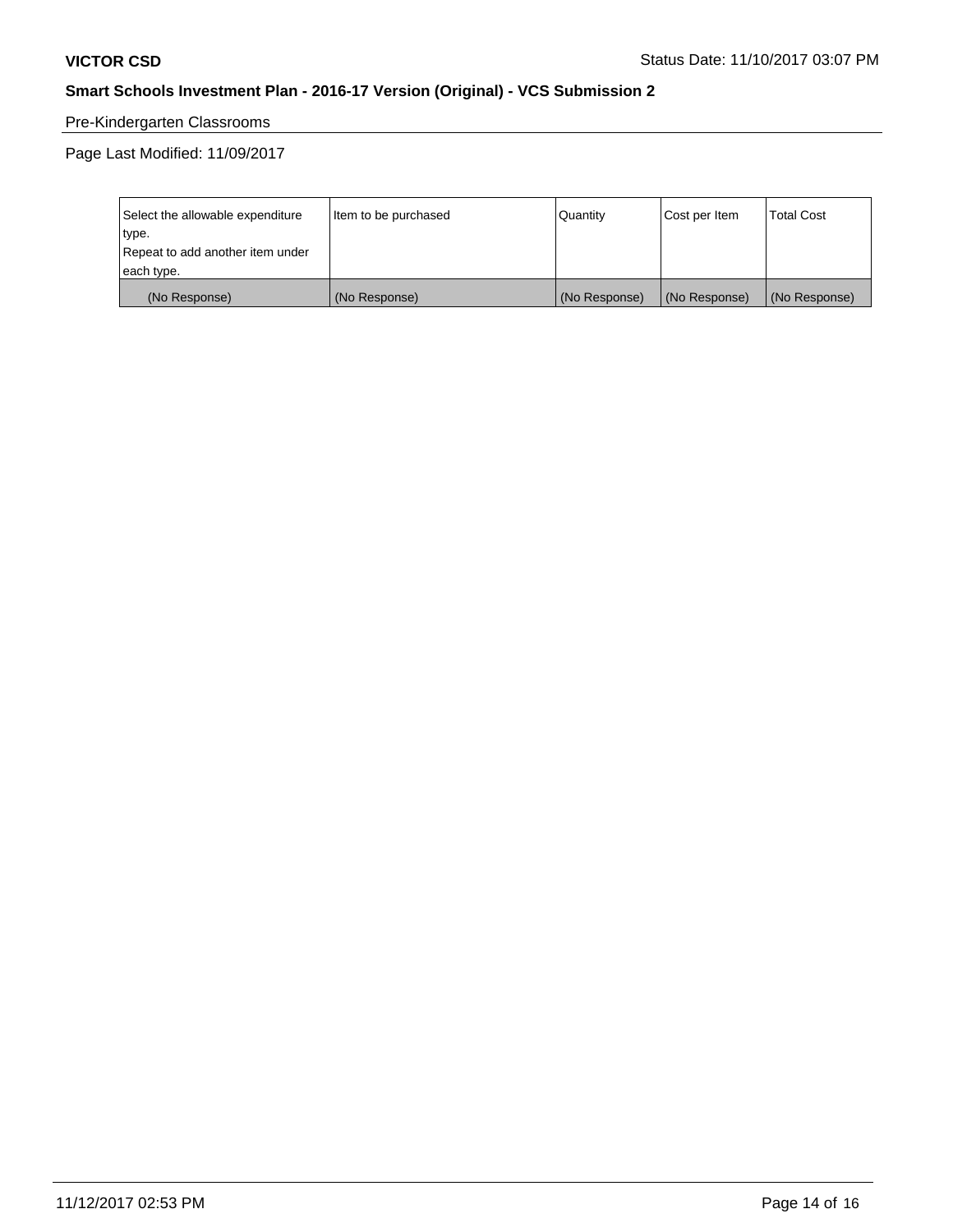**VICTOR CSD** Status Date: 11/10/2017 03:07 PM

**Smart Schools Investment Plan - 2016-17 Version (Original) - VCS Submission 2**

Pre-Kindergarten Classrooms

Page Last Modified: 11/09/2017

| Select the allowable expenditure type.<br>Repeat to add another item under each type. | Item to be purchased | Quantity | Cost per Item | Total Cost |
|---|---|---|---|---|
| (No Response) | (No Response) | (No Response) | (No Response) | (No Response) |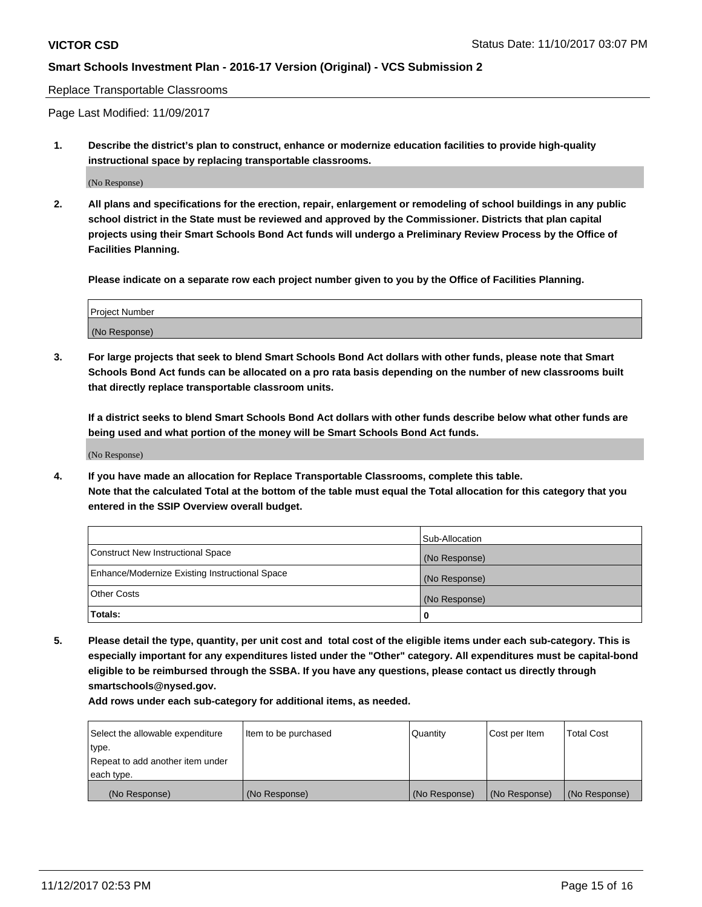Replace Transportable Classrooms

Page Last Modified: 11/09/2017

**1. Describe the district's plan to construct, enhance or modernize education facilities to provide high-quality instructional space by replacing transportable classrooms.**

(No Response)

**2. All plans and specifications for the erection, repair, enlargement or remodeling of school buildings in any public school district in the State must be reviewed and approved by the Commissioner. Districts that plan capital projects using their Smart Schools Bond Act funds will undergo a Preliminary Review Process by the Office of Facilities Planning.**

**Please indicate on a separate row each project number given to you by the Office of Facilities Planning.**

| Project Number |
| --- |
| (No Response) |

**3. For large projects that seek to blend Smart Schools Bond Act dollars with other funds, please note that Smart Schools Bond Act funds can be allocated on a pro rata basis depending on the number of new classrooms built that directly replace transportable classroom units.**

**If a district seeks to blend Smart Schools Bond Act dollars with other funds describe below what other funds are being used and what portion of the money will be Smart Schools Bond Act funds.**

(No Response)

**4. If you have made an allocation for Replace Transportable Classrooms, complete this table. Note that the calculated Total at the bottom of the table must equal the Total allocation for this category that you entered in the SSIP Overview overall budget.**

| | Sub-Allocation |
| --- | --- |
| Construct New Instructional Space | (No Response) |
| Enhance/Modernize Existing Instructional Space | (No Response) |
| Other Costs | (No Response) |
| **Totals:** | **0** |

**5. Please detail the type, quantity, per unit cost and total cost of the eligible items under each sub-category. This is especially important for any expenditures listed under the "Other" category. All expenditures must be capital-bond eligible to be reimbursed through the SSBA. If you have any questions, please contact us directly through smartschools@nysed.gov.**

**Add rows under each sub-category for additional items, as needed.**

| Select the allowable expenditure type. Repeat to add another item under each type. | Item to be purchased | Quantity | Cost per Item | Total Cost |
| --- | --- | --- | --- | --- |
| (No Response) | (No Response) | (No Response) | (No Response) | (No Response) |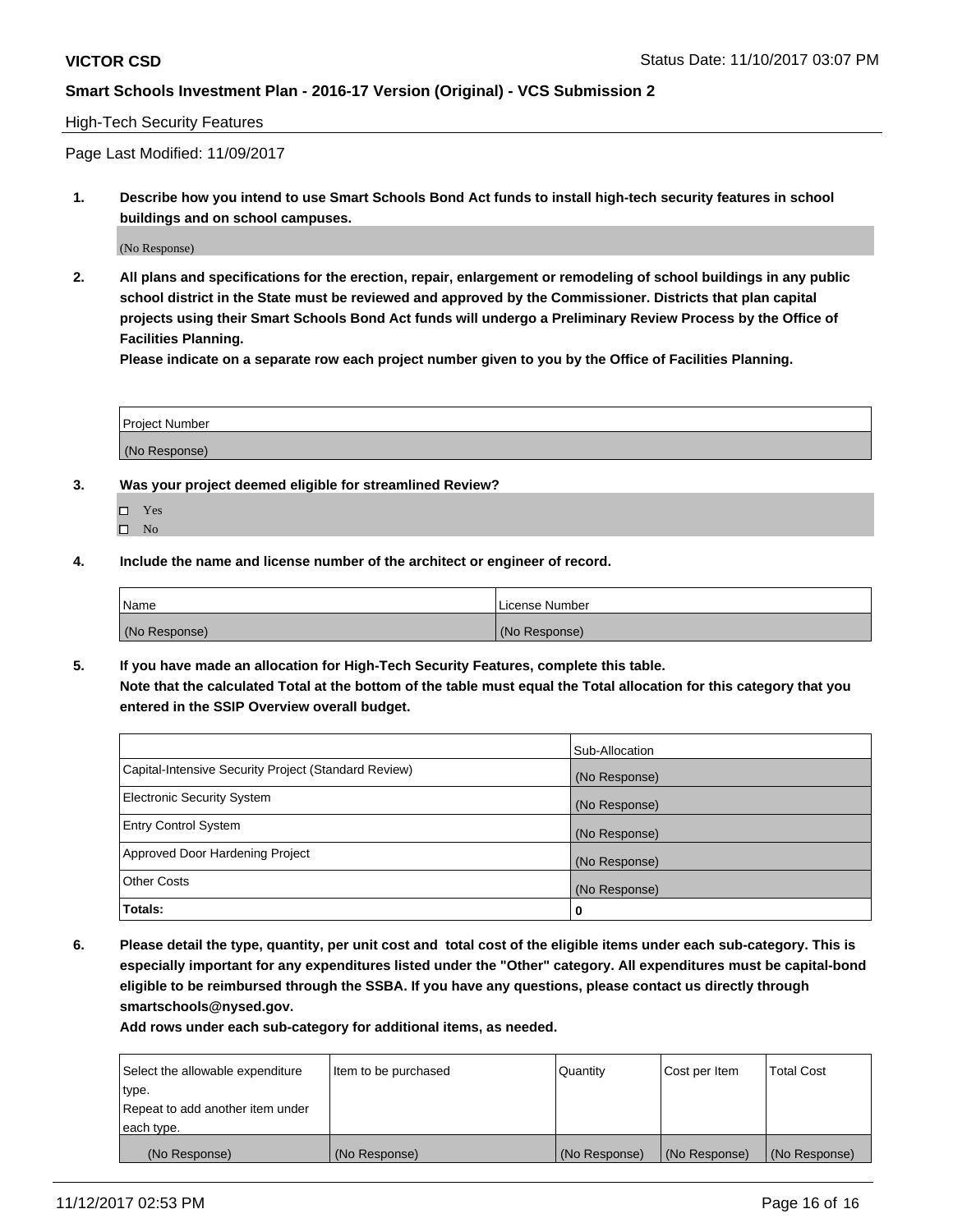## High-Tech Security Features

Page Last Modified: 11/09/2017

**1. Describe how you intend to use Smart Schools Bond Act funds to install high-tech security features in school buildings and on school campuses.**

(No Response)

**2. All plans and specifications for the erection, repair, enlargement or remodeling of school buildings in any public school district in the State must be reviewed and approved by the Commissioner. Districts that plan capital projects using their Smart Schools Bond Act funds will undergo a Preliminary Review Process by the Office of Facilities Planning.**
**Please indicate on a separate row each project number given to you by the Office of Facilities Planning.**

| Project Number |
|---|
| (No Response) |

**3. Was your project deemed eligible for streamlined Review?**

- ☐ Yes
- ☐ No

**4. Include the name and license number of the architect or engineer of record.**

| Name | License Number |
|---|---|
| (No Response) | (No Response) |

**5. If you have made an allocation for High-Tech Security Features, complete this table.**
**Note that the calculated Total at the bottom of the table must equal the Total allocation for this category that you entered in the SSIP Overview overall budget.**

| | Sub-Allocation |
|---|---|
| Capital-Intensive Security Project (Standard Review) | (No Response) |
| Electronic Security System | (No Response) |
| Entry Control System | (No Response) |
| Approved Door Hardening Project | (No Response) |
| Other Costs | (No Response) |
| **Totals:** | **0** |

**6. Please detail the type, quantity, per unit cost and total cost of the eligible items under each sub-category. This is especially important for any expenditures listed under the "Other" category. All expenditures must be capital-bond eligible to be reimbursed through the SSBA. If you have any questions, please contact us directly through smartschools@nysed.gov.**
**Add rows under each sub-category for additional items, as needed.**

| Select the allowable expenditure type. Repeat to add another item under each type. | Item to be purchased | Quantity | Cost per Item | Total Cost |
|---|---|---|---|---|
| (No Response) | (No Response) | (No Response) | (No Response) | (No Response) |